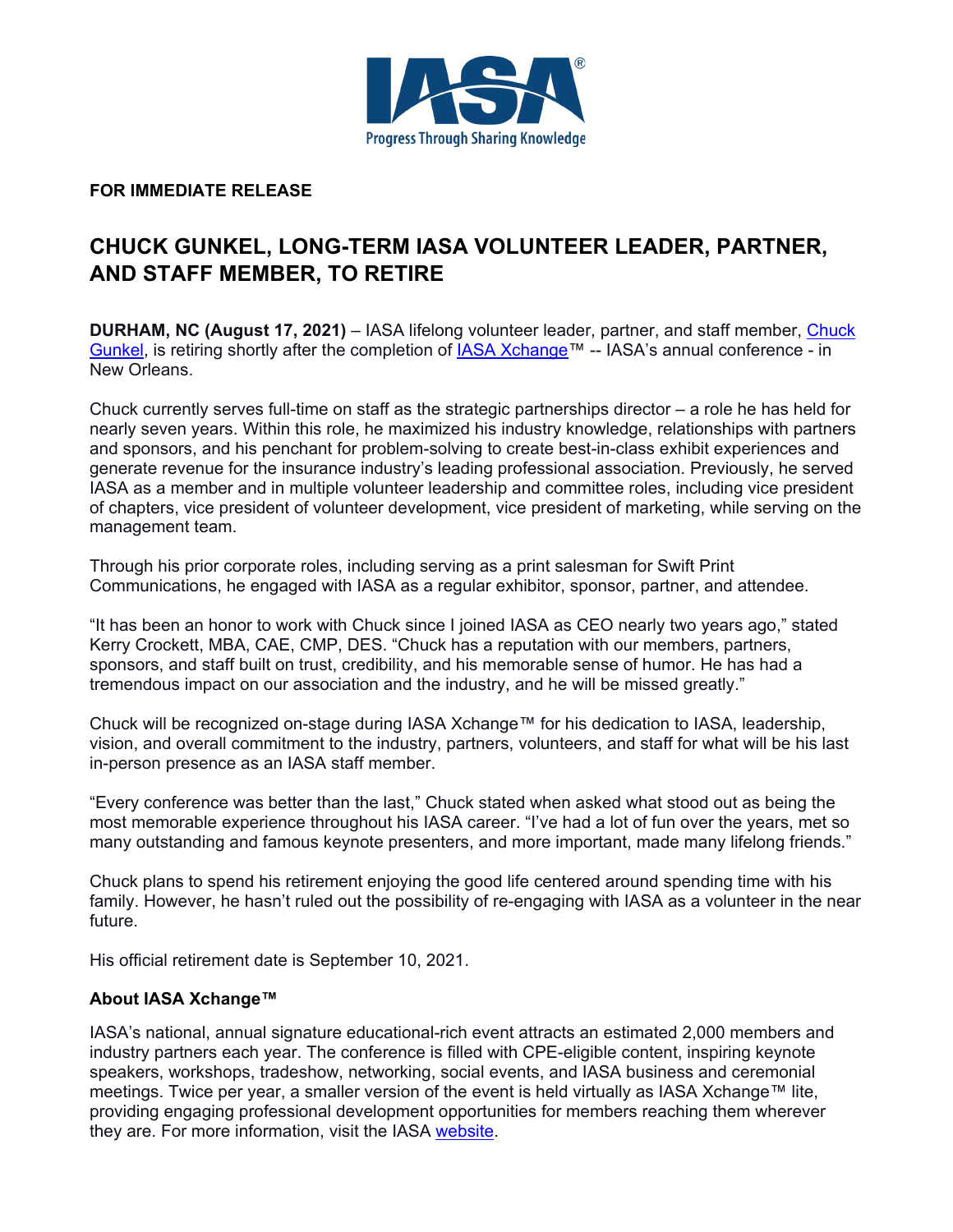IASA®

Progress Through Sharing Knowledge

**FOR IMMEDIATE RELEASE**

# CHUCK GUNKEL, LONG-TERM IASA VOLUNTEER LEADER, PARTNER, AND STAFF MEMBER, TO RETIRE

**DURHAM, NC (August 17, 2021)** – IASA lifelong volunteer leader, partner, and staff member, Chuck Gunkel, is retiring shortly after the completion of IASA Xchange™ -- IASA's annual conference - in New Orleans.

Chuck currently serves full-time on staff as the strategic partnerships director – a role he has held for nearly seven years. Within this role, he maximized his industry knowledge, relationships with partners and sponsors, and his penchant for problem-solving to create best-in-class exhibit experiences and generate revenue for the insurance industry's leading professional association. Previously, he served IASA as a member and in multiple volunteer leadership and committee roles, including vice president of chapters, vice president of volunteer development, vice president of marketing, while serving on the management team.

Through his prior corporate roles, including serving as a print salesman for Swift Print Communications, he engaged with IASA as a regular exhibitor, sponsor, partner, and attendee.

"It has been an honor to work with Chuck since I joined IASA as CEO nearly two years ago," stated Kerry Crockett, MBA, CAE, CMP, DES. "Chuck has a reputation with our members, partners, sponsors, and staff built on trust, credibility, and his memorable sense of humor. He has had a tremendous impact on our association and the industry, and he will be missed greatly."

Chuck will be recognized on-stage during IASA Xchange™ for his dedication to IASA, leadership, vision, and overall commitment to the industry, partners, volunteers, and staff for what will be his last in-person presence as an IASA staff member.

"Every conference was better than the last," Chuck stated when asked what stood out as being the most memorable experience throughout his IASA career. "I've had a lot of fun over the years, met so many outstanding and famous keynote presenters, and more important, made many lifelong friends."

Chuck plans to spend his retirement enjoying the good life centered around spending time with his family. However, he hasn't ruled out the possibility of re-engaging with IASA as a volunteer in the near future.

His official retirement date is September 10, 2021.

### About IASA Xchange™

IASA's national, annual signature educational-rich event attracts an estimated 2,000 members and industry partners each year. The conference is filled with CPE-eligible content, inspiring keynote speakers, workshops, tradeshow, networking, social events, and IASA business and ceremonial meetings. Twice per year, a smaller version of the event is held virtually as IASA Xchange™ lite, providing engaging professional development opportunities for members reaching them wherever they are. For more information, visit the IASA website.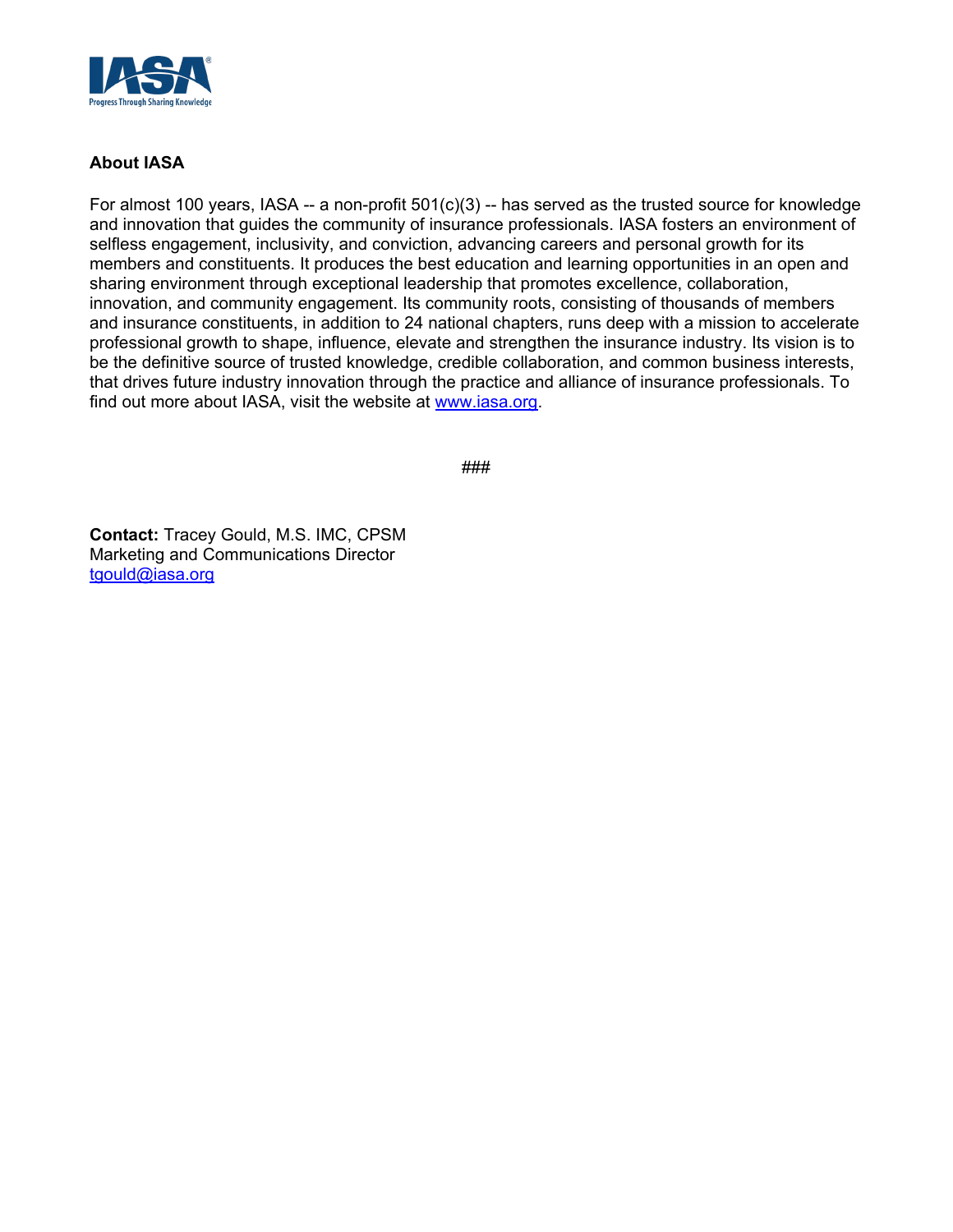**About IASA**

For almost 100 years, IASA -- a non-profit 501(c)(3) -- has served as the trusted source for knowledge and innovation that guides the community of insurance professionals. IASA fosters an environment of selfless engagement, inclusivity, and conviction, advancing careers and personal growth for its members and constituents. It produces the best education and learning opportunities in an open and sharing environment through exceptional leadership that promotes excellence, collaboration, innovation, and community engagement. Its community roots, consisting of thousands of members and insurance constituents, in addition to 24 national chapters, runs deep with a mission to accelerate professional growth to shape, influence, elevate and strengthen the insurance industry. Its vision is to be the definitive source of trusted knowledge, credible collaboration, and common business interests, that drives future industry innovation through the practice and alliance of insurance professionals. To find out more about IASA, visit the website at www.iasa.org.

###

**Contact:** Tracey Gould, M.S. IMC, CPSM
Marketing and Communications Director
tgould@iasa.org